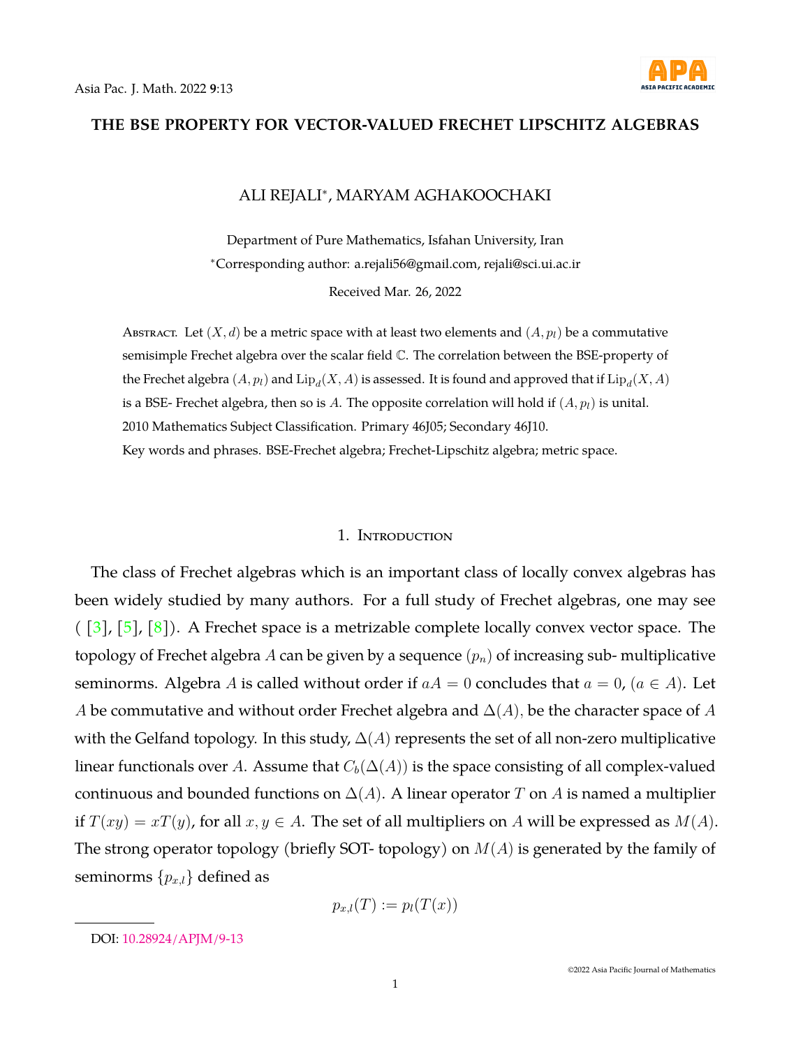# THE BSE PROPERTY FOR VECTOR-VALUED FRECHET LIPSCHITZ ALGEBRAS

ALI REJALI*, MARYAM AGHAKOOCHAKI

Department of Pure Mathematics, Isfahan University, Iran

*Corresponding author: a.rejali56@gmail.com, rejali@sci.ui.ac.ir

Received Mar. 26, 2022

Abstract. Let $(X, d)$ be a metric space with at least two elements and $(A, p_l)$ be a commutative semisimple Frechet algebra over the scalar field $\mathbb{C}$. The correlation between the BSE-property of the Frechet algebra $(A, p_l)$ and $\mathrm{Lip}_d(X, A)$ is assessed. It is found and approved that if $\mathrm{Lip}_d(X, A)$ is a BSE- Frechet algebra, then so is $A$. The opposite correlation will hold if $(A, p_l)$ is unital.

2010 Mathematics Subject Classification. Primary 46J05; Secondary 46J10.

Key words and phrases. BSE-Frechet algebra; Frechet-Lipschitz algebra; metric space.

## 1. Introduction

The class of Frechet algebras which is an important class of locally convex algebras has been widely studied by many authors. For a full study of Frechet algebras, one may see ( [3], [5], [8]). A Frechet space is a metrizable complete locally convex vector space. The topology of Frechet algebra $A$ can be given by a sequence $(p_n)$ of increasing sub- multiplicative seminorms. Algebra $A$ is called without order if $aA = 0$ concludes that $a = 0$, $(a \in A)$. Let $A$ be commutative and without order Frechet algebra and $\Delta(A)$, be the character space of $A$ with the Gelfand topology. In this study, $\Delta(A)$ represents the set of all non-zero multiplicative linear functionals over $A$. Assume that $C_b(\Delta(A))$ is the space consisting of all complex-valued continuous and bounded functions on $\Delta(A)$. A linear operator $T$ on $A$ is named a multiplier if $T(xy) = xT(y)$, for all $x, y \in A$. The set of all multipliers on $A$ will be expressed as $M(A)$. The strong operator topology (briefly SOT- topology) on $M(A)$ is generated by the family of seminorms $\{p_{x,l}\}$ defined as

$$p_{x,l}(T) := p_l(T(x))$$

DOI: 10.28924/APJM/9-13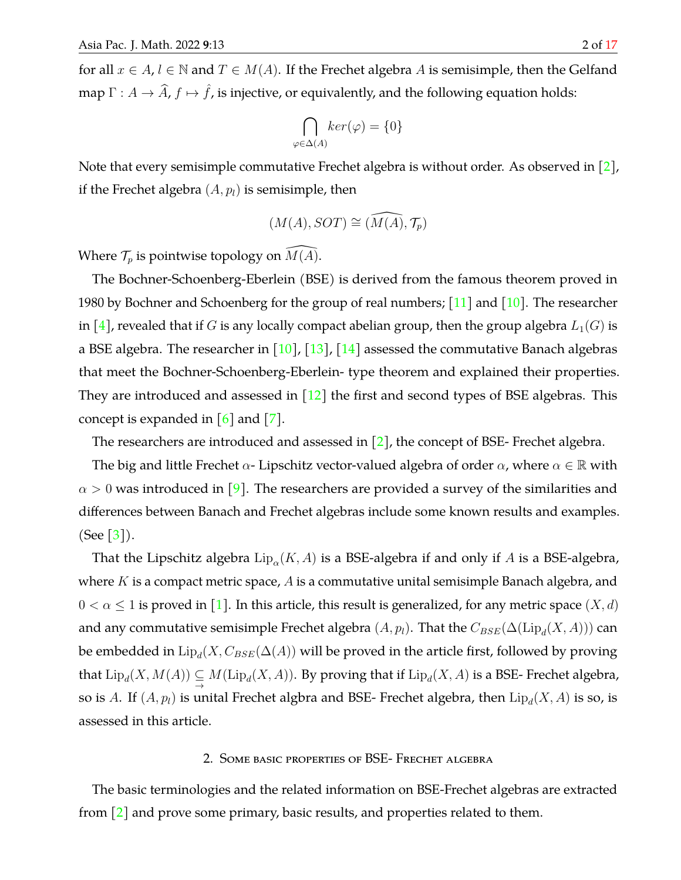for all $x \in A$, $l \in \mathbb{N}$ and $T \in M(A)$. If the Frechet algebra $A$ is semisimple, then the Gelfand map $\Gamma : A \to \widehat{A}$, $f \mapsto \hat{f}$, is injective, or equivalently, and the following equation holds:

$$\bigcap_{\varphi \in \Delta(A)} ker(\varphi) = \{0\}$$

Note that every semisimple commutative Frechet algebra is without order. As observed in [2], if the Frechet algebra $(A, p_l)$ is semisimple, then

$$(M(A), SOT) \cong (\widehat{M(A)}, \mathcal{T}_p)$$

Where $\mathcal{T}_p$ is pointwise topology on $\widehat{M(A)}$.

The Bochner-Schoenberg-Eberlein (BSE) is derived from the famous theorem proved in 1980 by Bochner and Schoenberg for the group of real numbers; [11] and [10]. The researcher in [4], revealed that if $G$ is any locally compact abelian group, then the group algebra $L_1(G)$ is a BSE algebra. The researcher in [10], [13], [14] assessed the commutative Banach algebras that meet the Bochner-Schoenberg-Eberlein- type theorem and explained their properties. They are introduced and assessed in [12] the first and second types of BSE algebras. This concept is expanded in [6] and [7].

The researchers are introduced and assessed in [2], the concept of BSE- Frechet algebra.

The big and little Frechet $\alpha$- Lipschitz vector-valued algebra of order $\alpha$, where $\alpha \in \mathbb{R}$ with $\alpha > 0$ was introduced in [9]. The researchers are provided a survey of the similarities and differences between Banach and Frechet algebras include some known results and examples. (See [3]).

That the Lipschitz algebra $\mathrm{Lip}_\alpha(K, A)$ is a BSE-algebra if and only if $A$ is a BSE-algebra, where $K$ is a compact metric space, $A$ is a commutative unital semisimple Banach algebra, and $0 < \alpha \leq 1$ is proved in [1]. In this article, this result is generalized, for any metric space $(X, d)$ and any commutative semisimple Frechet algebra $(A, p_l)$. That the $C_{BSE}(\Delta(\mathrm{Lip}_d(X, A)))$ can be embedded in $\mathrm{Lip}_d(X, C_{BSE}(\Delta(A))$ will be proved in the article first, followed by proving that $\mathrm{Lip}_d(X, M(A)) \underset{\rightarrow}{\subseteq} M(\mathrm{Lip}_d(X, A))$. By proving that if $\mathrm{Lip}_d(X, A)$ is a BSE- Frechet algebra, so is $A$. If $(A, p_l)$ is unital Frechet algbra and BSE- Frechet algebra, then $\mathrm{Lip}_d(X, A)$ is so, is assessed in this article.

## 2. Some basic properties of BSE- Frechet algebra

The basic terminologies and the related information on BSE-Frechet algebras are extracted from [2] and prove some primary, basic results, and properties related to them.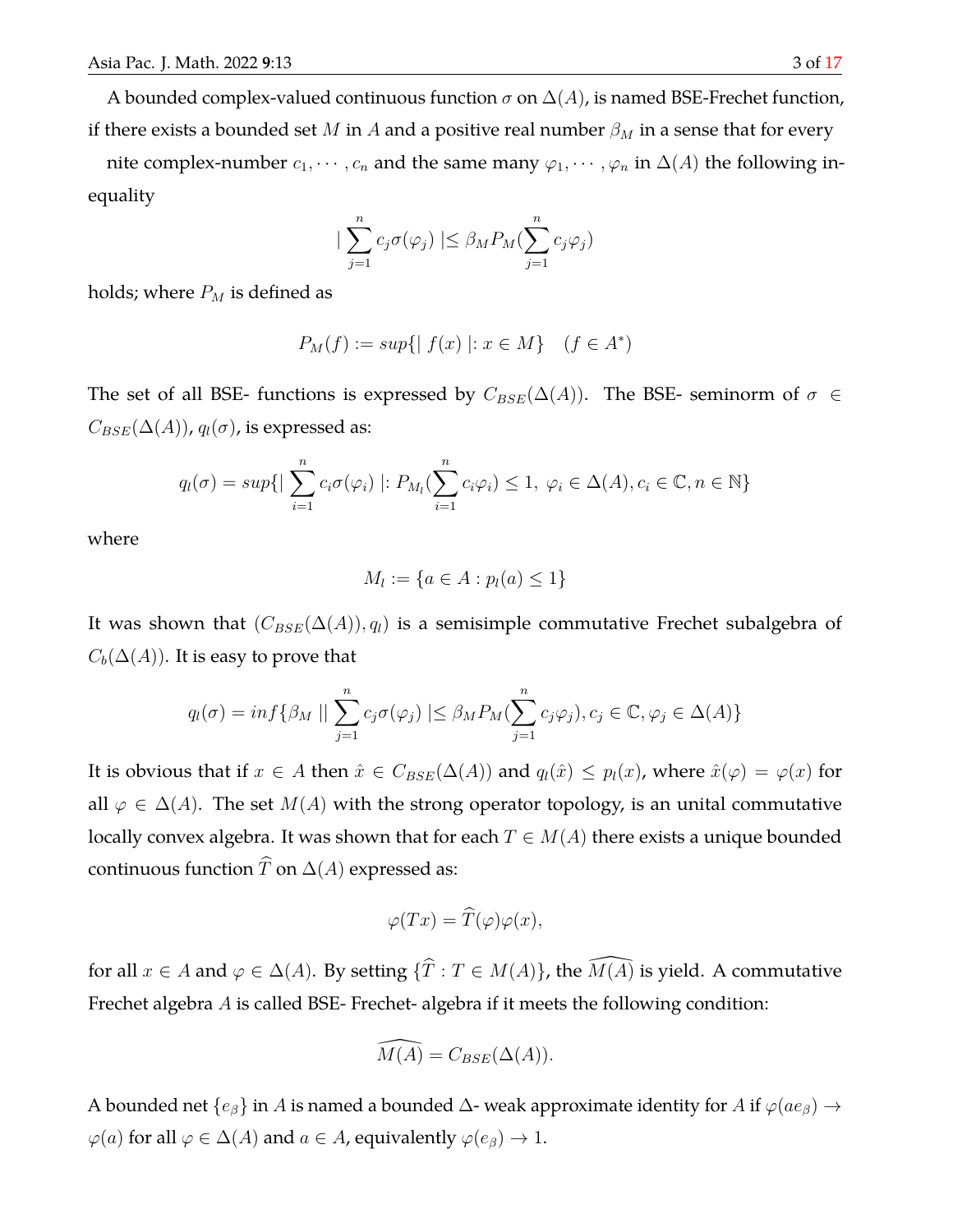A bounded complex-valued continuous function $\sigma$ on $\Delta(A)$, is named BSE-Frechet function, if there exists a bounded set $M$ in $A$ and a positive real number $\beta_M$ in a sense that for every

nite complex-number $c_1, \cdots, c_n$ and the same many $\varphi_1, \cdots, \varphi_n$ in $\Delta(A)$ the following inequality

$$
|\sum_{j=1}^{n} c_j \sigma(\varphi_j) | \leq \beta_M P_M(\sum_{j=1}^{n} c_j \varphi_j)
$$

holds; where $P_M$ is defined as

$$
P_M(f) := sup\{| f(x) | : x \in M\} \quad (f \in A^*)
$$

The set of all BSE- functions is expressed by $C_{BSE}(\Delta(A))$. The BSE- seminorm of $\sigma \in C_{BSE}(\Delta(A))$, $q_l(\sigma)$, is expressed as:

$$
q_l(\sigma) = sup\{| \sum_{i=1}^{n} c_i \sigma(\varphi_i) | : P_{M_l}(\sum_{i=1}^{n} c_i \varphi_i) \leq 1, \ \varphi_i \in \Delta(A), c_i \in \mathbb{C}, n \in \mathbb{N}\}
$$

where

$$
M_l := \{a \in A : p_l(a) \leq 1\}
$$

It was shown that $(C_{BSE}(\Delta(A)), q_l)$ is a semisimple commutative Frechet subalgebra of $C_b(\Delta(A))$. It is easy to prove that

$$
q_l(\sigma) = inf\{\beta_M \, || \sum_{j=1}^{n} c_j \sigma(\varphi_j) | \leq \beta_M P_M(\sum_{j=1}^{n} c_j \varphi_j), c_j \in \mathbb{C}, \varphi_j \in \Delta(A)\}
$$

It is obvious that if $x \in A$ then $\hat{x} \in C_{BSE}(\Delta(A))$ and $q_l(\hat{x}) \leq p_l(x)$, where $\hat{x}(\varphi) = \varphi(x)$ for all $\varphi \in \Delta(A)$. The set $M(A)$ with the strong operator topology, is an unital commutative locally convex algebra. It was shown that for each $T \in M(A)$ there exists a unique bounded continuous function $\widehat{T}$ on $\Delta(A)$ expressed as:

$$
\varphi(Tx) = \widehat{T}(\varphi)\varphi(x),
$$

for all $x \in A$ and $\varphi \in \Delta(A)$. By setting $\{\widehat{T} : T \in M(A)\}$, the $\widehat{M(A)}$ is yield. A commutative Frechet algebra $A$ is called BSE- Frechet- algebra if it meets the following condition:

$$
\widehat{M(A)} = C_{BSE}(\Delta(A)).
$$

A bounded net $\{e_\beta\}$ in $A$ is named a bounded $\Delta$- weak approximate identity for $A$ if $\varphi(ae_\beta) \rightarrow \varphi(a)$ for all $\varphi \in \Delta(A)$ and $a \in A$, equivalently $\varphi(e_\beta) \rightarrow 1$.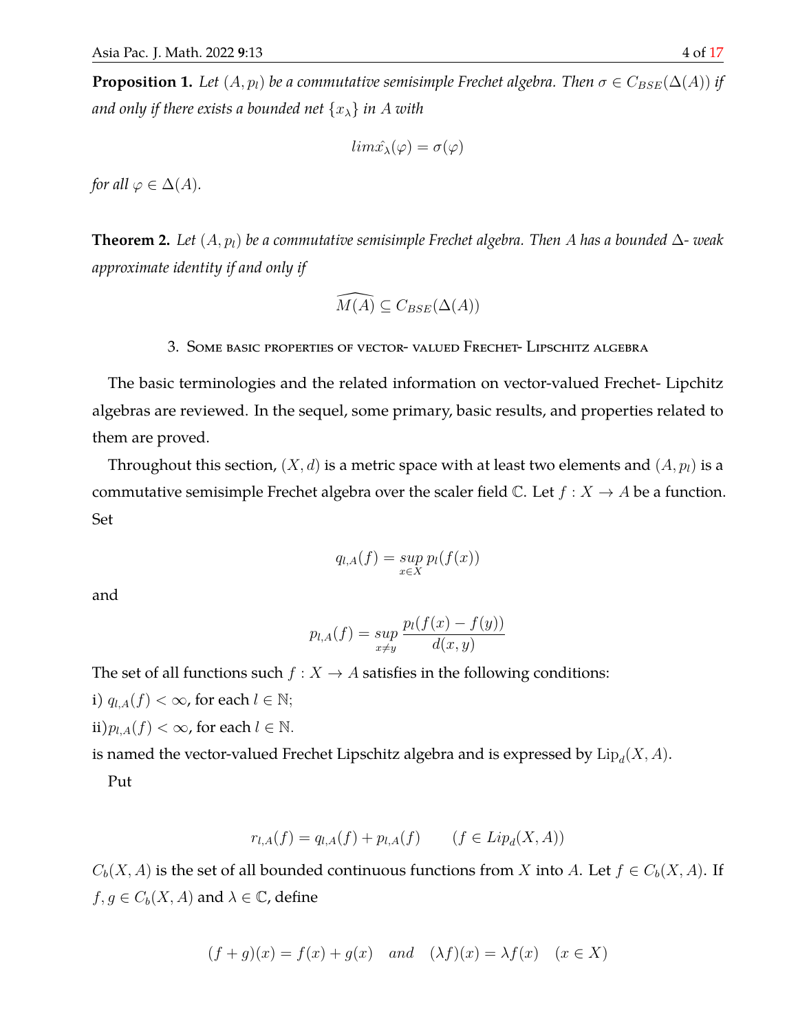**Proposition 1.** *Let $(A, p_l)$ be a commutative semisimple Frechet algebra. Then $\sigma \in C_{BSE}(\Delta(A))$ if and only if there exists a bounded net $\{x_\lambda\}$ in $A$ with*

$$lim \hat{x_\lambda}(\varphi) = \sigma(\varphi)$$

*for all $\varphi \in \Delta(A)$.*

**Theorem 2.** *Let $(A, p_l)$ be a commutative semisimple Frechet algebra. Then $A$ has a bounded $\Delta$- weak approximate identity if and only if*

$$\widehat{M(A)} \subseteq C_{BSE}(\Delta(A))$$

## 3. Some basic properties of vector- valued Frechet- Lipschitz algebra

The basic terminologies and the related information on vector-valued Frechet- Lipchitz algebras are reviewed. In the sequel, some primary, basic results, and properties related to them are proved.

Throughout this section, $(X, d)$ is a metric space with at least two elements and $(A, p_l)$ is a commutative semisimple Frechet algebra over the scaler field $\mathbb{C}$. Let $f : X \to A$ be a function. Set

$$q_{l,A}(f) = \sup_{x \in X} p_l(f(x))$$

and

$$p_{l,A}(f) = \sup_{x \neq y} \frac{p_l(f(x) - f(y))}{d(x, y)}$$

The set of all functions such $f : X \to A$ satisfies in the following conditions:

i) $q_{l,A}(f) < \infty$, for each $l \in \mathbb{N}$;

ii)$p_{l,A}(f) < \infty$, for each $l \in \mathbb{N}$.

is named the vector-valued Frechet Lipschitz algebra and is expressed by $\text{Lip}_d(X, A)$.

Put

$$r_{l,A}(f) = q_{l,A}(f) + p_{l,A}(f) \qquad (f \in Lip_d(X, A))$$

$C_b(X, A)$ is the set of all bounded continuous functions from $X$ into $A$. Let $f \in C_b(X, A)$. If $f, g \in C_b(X, A)$ and $\lambda \in \mathbb{C}$, define

$$(f + g)(x) = f(x) + g(x) \quad and \quad (\lambda f)(x) = \lambda f(x) \quad (x \in X)$$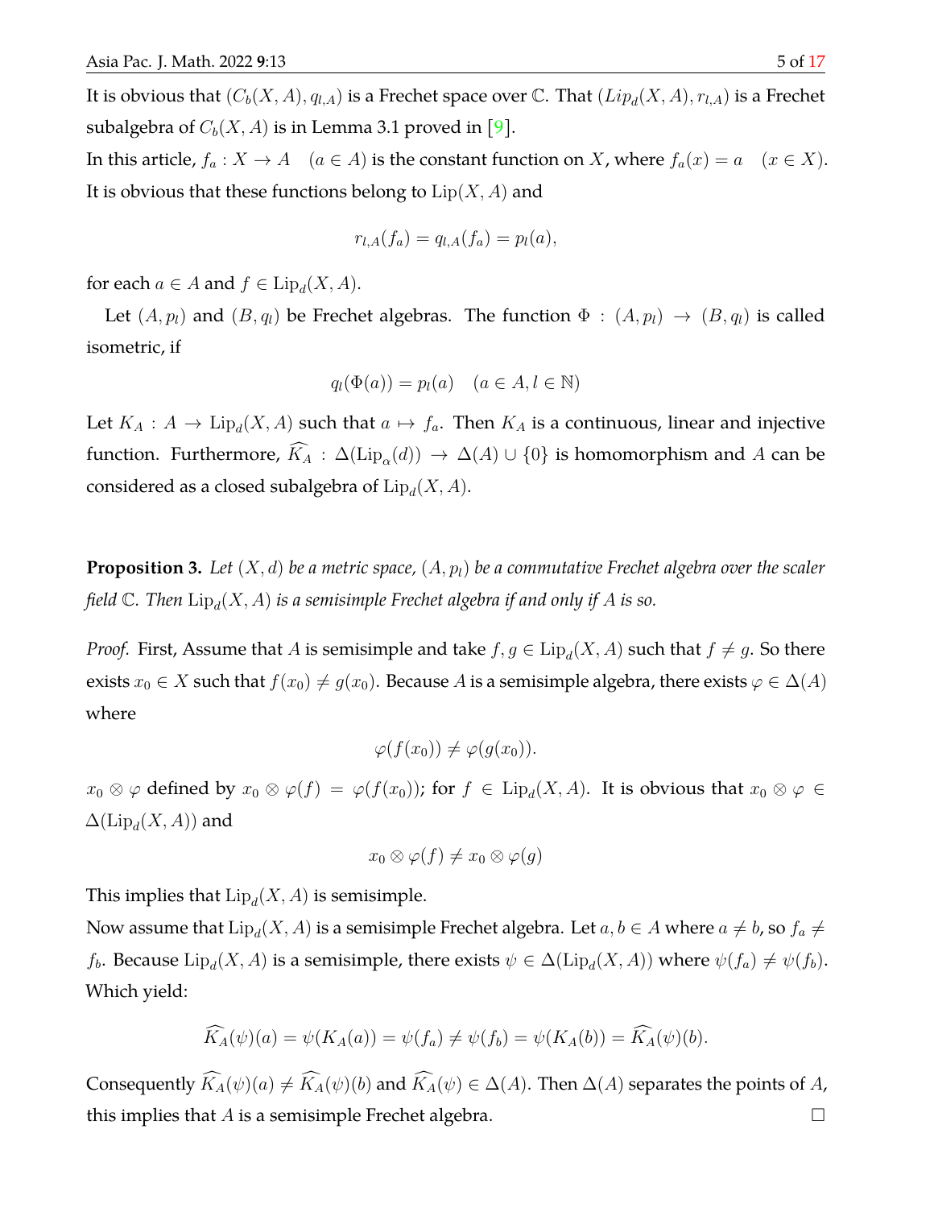It is obvious that $(C_b(X,A), q_{l,A})$ is a Frechet space over $\mathbb{C}$. That $(Lip_d(X,A), r_{l,A})$ is a Frechet subalgebra of $C_b(X,A)$ is in Lemma 3.1 proved in [9].

In this article, $f_a : X \to A \quad (a \in A)$ is the constant function on $X$, where $f_a(x) = a \quad (x \in X)$. It is obvious that these functions belong to $\mathrm{Lip}(X,A)$ and

$$r_{l,A}(f_a) = q_{l,A}(f_a) = p_l(a),$$

for each $a \in A$ and $f \in \mathrm{Lip}_d(X,A)$.

Let $(A, p_l)$ and $(B, q_l)$ be Frechet algebras. The function $\Phi : (A, p_l) \to (B, q_l)$ is called isometric, if

$$q_l(\Phi(a)) = p_l(a) \quad (a \in A, l \in \mathbb{N})$$

Let $K_A : A \to \mathrm{Lip}_d(X,A)$ such that $a \mapsto f_a$. Then $K_A$ is a continuous, linear and injective function. Furthermore, $\widehat{K_A} : \Delta(\mathrm{Lip}_\alpha(d)) \to \Delta(A) \cup \{0\}$ is homomorphism and $A$ can be considered as a closed subalgebra of $\mathrm{Lip}_d(X,A)$.

**Proposition 3.** *Let $(X,d)$ be a metric space, $(A, p_l)$ be a commutative Frechet algebra over the scaler field $\mathbb{C}$. Then $\mathrm{Lip}_d(X,A)$ is a semisimple Frechet algebra if and only if $A$ is so.*

*Proof.* First, Assume that $A$ is semisimple and take $f, g \in \mathrm{Lip}_d(X,A)$ such that $f \neq g$. So there exists $x_0 \in X$ such that $f(x_0) \neq g(x_0)$. Because $A$ is a semisimple algebra, there exists $\varphi \in \Delta(A)$ where

$$\varphi(f(x_0)) \neq \varphi(g(x_0)).$$

$x_0 \otimes \varphi$ defined by $x_0 \otimes \varphi(f) = \varphi(f(x_0))$; for $f \in \mathrm{Lip}_d(X,A)$. It is obvious that $x_0 \otimes \varphi \in \Delta(\mathrm{Lip}_d(X,A))$ and

$$x_0 \otimes \varphi(f) \neq x_0 \otimes \varphi(g)$$

This implies that $\mathrm{Lip}_d(X,A)$ is semisimple.

Now assume that $\mathrm{Lip}_d(X,A)$ is a semisimple Frechet algebra. Let $a, b \in A$ where $a \neq b$, so $f_a \neq f_b$. Because $\mathrm{Lip}_d(X,A)$ is a semisimple, there exists $\psi \in \Delta(\mathrm{Lip}_d(X,A))$ where $\psi(f_a) \neq \psi(f_b)$. Which yield:

$$\widehat{K_A}(\psi)(a) = \psi(K_A(a)) = \psi(f_a) \neq \psi(f_b) = \psi(K_A(b)) = \widehat{K_A}(\psi)(b).$$

Consequently $\widehat{K_A}(\psi)(a) \neq \widehat{K_A}(\psi)(b)$ and $\widehat{K_A}(\psi) \in \Delta(A)$. Then $\Delta(A)$ separates the points of $A$, this implies that $A$ is a semisimple Frechet algebra. □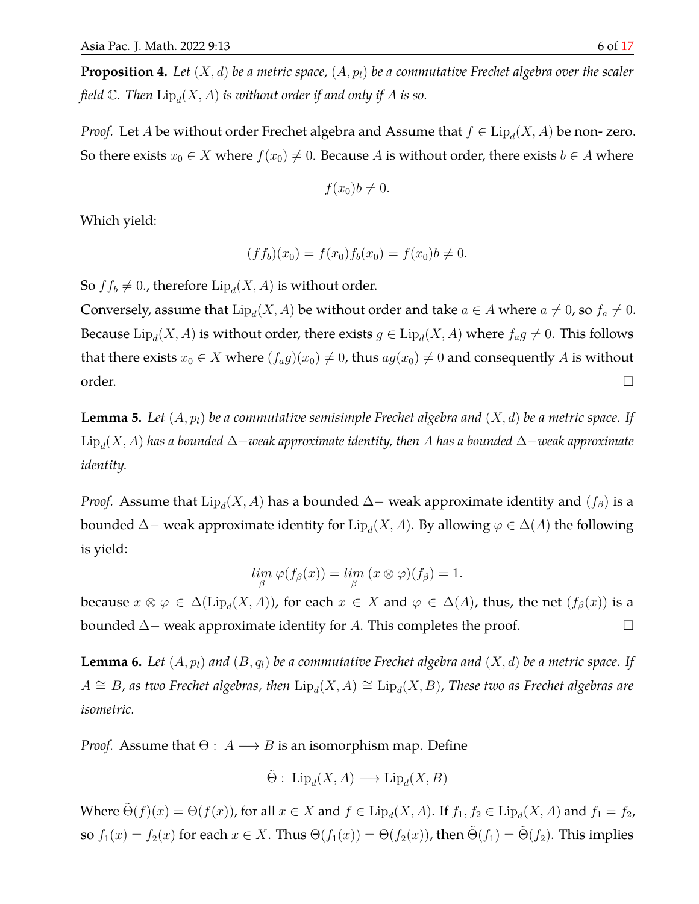**Proposition 4.** *Let $(X, d)$ be a metric space, $(A, p_l)$ be a commutative Frechet algebra over the scaler field $\mathbb{C}$. Then $\text{Lip}_d(X, A)$ is without order if and only if $A$ is so.*

*Proof.* Let $A$ be without order Frechet algebra and Assume that $f \in \text{Lip}_d(X, A)$ be non- zero. So there exists $x_0 \in X$ where $f(x_0) \neq 0$. Because $A$ is without order, there exists $b \in A$ where

$$f(x_0)b \neq 0.$$

Which yield:

$$(ff_b)(x_0) = f(x_0)f_b(x_0) = f(x_0)b \neq 0.$$

So $ff_b \neq 0.$, therefore $\text{Lip}_d(X, A)$ is without order.

Conversely, assume that $\text{Lip}_d(X, A)$ be without order and take $a \in A$ where $a \neq 0$, so $f_a \neq 0$. Because $\text{Lip}_d(X, A)$ is without order, there exists $g \in \text{Lip}_d(X, A)$ where $f_a g \neq 0$. This follows that there exists $x_0 \in X$ where $(f_a g)(x_0) \neq 0$, thus $ag(x_0) \neq 0$ and consequently $A$ is without order. □

**Lemma 5.** *Let $(A, p_l)$ be a commutative semisimple Frechet algebra and $(X, d)$ be a metric space. If $\text{Lip}_d(X, A)$ has a bounded $\Delta-$weak approximate identity, then $A$ has a bounded $\Delta-$weak approximate identity.*

*Proof.* Assume that $\text{Lip}_d(X, A)$ has a bounded $\Delta-$ weak approximate identity and $(f_\beta)$ is a bounded $\Delta-$ weak approximate identity for $\text{Lip}_d(X, A)$. By allowing $\varphi \in \Delta(A)$ the following is yield:

$$\lim_{\beta} \varphi(f_\beta(x)) = \lim_{\beta} (x \otimes \varphi)(f_\beta) = 1.$$

because $x \otimes \varphi \in \Delta(\text{Lip}_d(X, A))$, for each $x \in X$ and $\varphi \in \Delta(A)$, thus, the net $(f_\beta(x))$ is a bounded $\Delta-$ weak approximate identity for $A$. This completes the proof. □

**Lemma 6.** *Let $(A, p_l)$ and $(B, q_l)$ be a commutative Frechet algebra and $(X, d)$ be a metric space. If $A \cong B$, as two Frechet algebras, then $\text{Lip}_d(X, A) \cong \text{Lip}_d(X, B)$, These two as Frechet algebras are isometric.*

*Proof.* Assume that $\Theta : A \longrightarrow B$ is an isomorphism map. Define

$$\tilde{\Theta} : \text{Lip}_d(X, A) \longrightarrow \text{Lip}_d(X, B)$$

Where $\tilde{\Theta}(f)(x) = \Theta(f(x))$, for all $x \in X$ and $f \in \text{Lip}_d(X, A)$. If $f_1, f_2 \in \text{Lip}_d(X, A)$ and $f_1 = f_2$, so $f_1(x) = f_2(x)$ for each $x \in X$. Thus $\Theta(f_1(x)) = \Theta(f_2(x))$, then $\tilde{\Theta}(f_1) = \tilde{\Theta}(f_2)$. This implies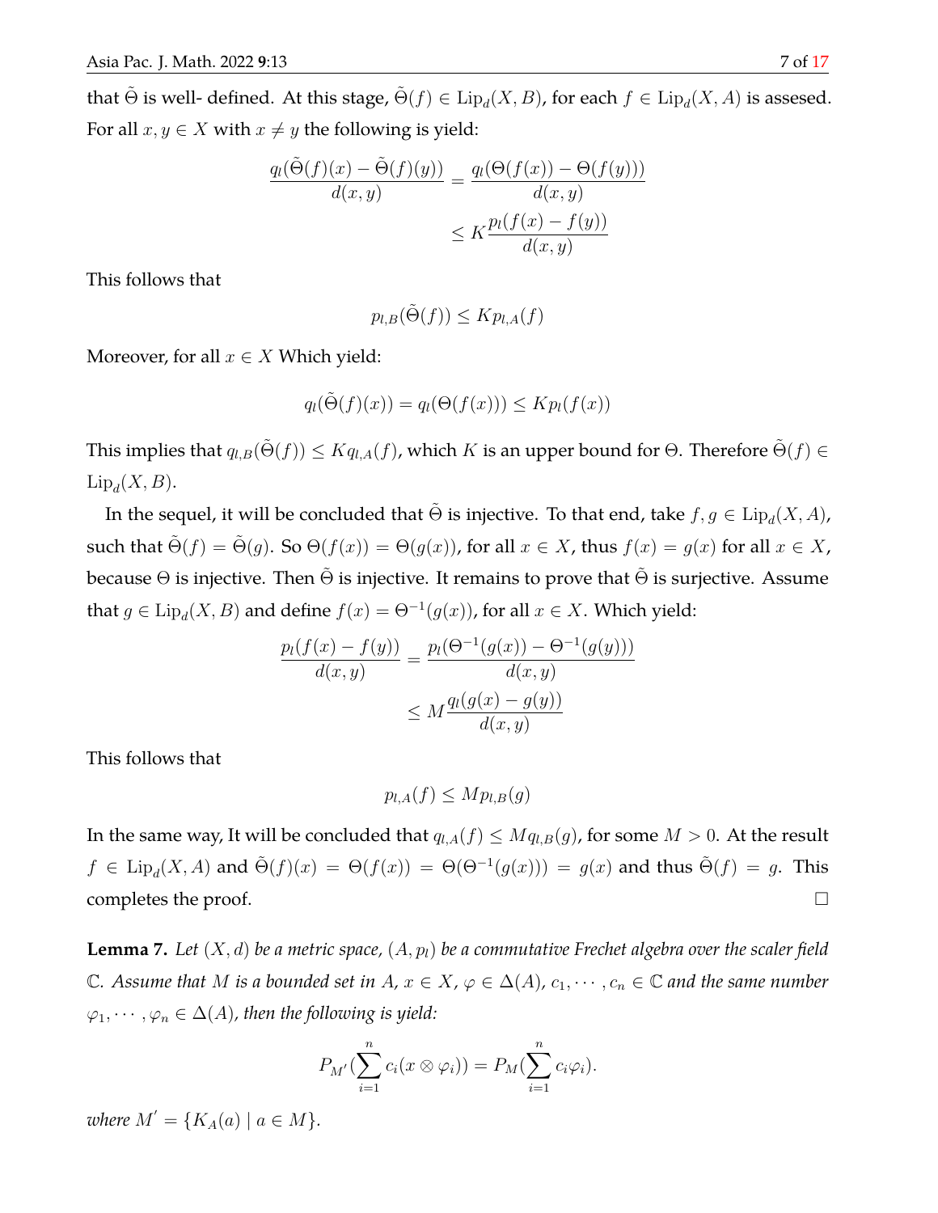that $\tilde{\Theta}$ is well- defined. At this stage, $\tilde{\Theta}(f) \in \mathrm{Lip}_d(X, B)$, for each $f \in \mathrm{Lip}_d(X, A)$ is assesed. For all $x, y \in X$ with $x \neq y$ the following is yield:

$$
\begin{aligned}
\frac{q_l(\tilde{\Theta}(f)(x) - \tilde{\Theta}(f)(y))}{d(x,y)} &= \frac{q_l(\Theta(f(x)) - \Theta(f(y)))}{d(x,y)} \\
&\leq K \frac{p_l(f(x) - f(y))}{d(x,y)}
\end{aligned}
$$

This follows that

$$
p_{l,B}(\tilde{\Theta}(f)) \leq K p_{l,A}(f)
$$

Moreover, for all $x \in X$ Which yield:

$$
q_l(\tilde{\Theta}(f)(x)) = q_l(\Theta(f(x))) \leq K p_l(f(x))
$$

This implies that $q_{l,B}(\tilde{\Theta}(f)) \leq K q_{l,A}(f)$, which $K$ is an upper bound for $\Theta$. Therefore $\tilde{\Theta}(f) \in \mathrm{Lip}_d(X, B)$.

In the sequel, it will be concluded that $\tilde{\Theta}$ is injective. To that end, take $f, g \in \mathrm{Lip}_d(X, A)$, such that $\tilde{\Theta}(f) = \tilde{\Theta}(g)$. So $\Theta(f(x)) = \Theta(g(x))$, for all $x \in X$, thus $f(x) = g(x)$ for all $x \in X$, because $\Theta$ is injective. Then $\tilde{\Theta}$ is injective. It remains to prove that $\tilde{\Theta}$ is surjective. Assume that $g \in \mathrm{Lip}_d(X, B)$ and define $f(x) = \Theta^{-1}(g(x))$, for all $x \in X$. Which yield:

$$
\begin{aligned}
\frac{p_l(f(x) - f(y))}{d(x,y)} &= \frac{p_l(\Theta^{-1}(g(x)) - \Theta^{-1}(g(y)))}{d(x,y)} \\
&\leq M \frac{q_l(g(x) - g(y))}{d(x,y)}
\end{aligned}
$$

This follows that

$$
p_{l,A}(f) \leq M p_{l,B}(g)
$$

In the same way, It will be concluded that $q_{l,A}(f) \leq M q_{l,B}(g)$, for some $M > 0$. At the result $f \in \mathrm{Lip}_d(X, A)$ and $\tilde{\Theta}(f)(x) = \Theta(f(x)) = \Theta(\Theta^{-1}(g(x))) = g(x)$ and thus $\tilde{\Theta}(f) = g$. This completes the proof. □

**Lemma 7.** *Let $(X, d)$ be a metric space, $(A, p_l)$ be a commutative Frechet algebra over the scaler field $\mathbb{C}$. Assume that $M$ is a bounded set in $A$, $x \in X$, $\varphi \in \Delta(A)$, $c_1, \cdots, c_n \in \mathbb{C}$ and the same number $\varphi_1, \cdots, \varphi_n \in \Delta(A)$, then the following is yield:*

$$
P_{M'}\left(\sum_{i=1}^{n} c_i (x \otimes \varphi_i)\right) = P_M\left(\sum_{i=1}^{n} c_i \varphi_i\right).
$$

*where $M' = \{K_A(a) \mid a \in M\}$.*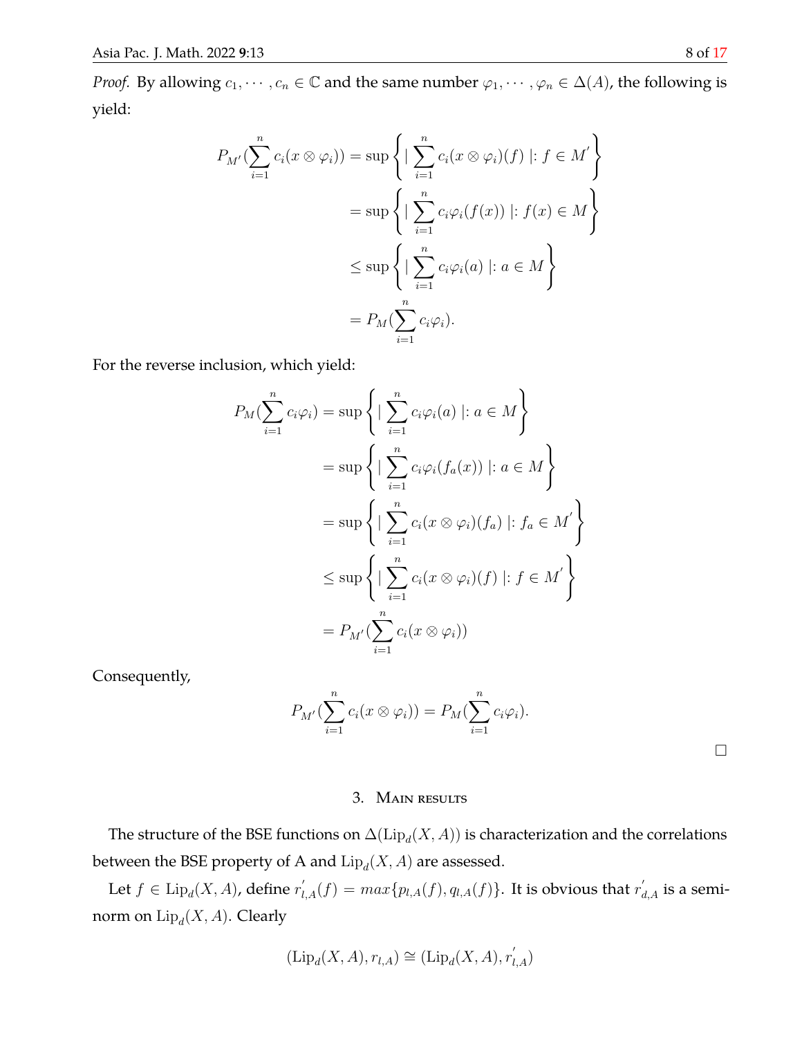*Proof.* By allowing $c_1, \cdots, c_n \in \mathbb{C}$ and the same number $\varphi_1, \cdots, \varphi_n \in \Delta(A)$, the following is yield:

$$
\begin{aligned}
P_{M'}(\sum_{i=1}^{n} c_i(x \otimes \varphi_i)) &= \sup\left\{ |\sum_{i=1}^{n} c_i(x \otimes \varphi_i)(f)| : f \in M' \right\} \\
&= \sup\left\{ |\sum_{i=1}^{n} c_i\varphi_i(f(x))| : f(x) \in M \right\} \\
&\leq \sup\left\{ |\sum_{i=1}^{n} c_i\varphi_i(a)| : a \in M \right\} \\
&= P_M(\sum_{i=1}^{n} c_i\varphi_i).
\end{aligned}
$$

For the reverse inclusion, which yield:

$$
\begin{aligned}
P_M(\sum_{i=1}^{n} c_i\varphi_i) &= \sup\left\{ |\sum_{i=1}^{n} c_i\varphi_i(a)| : a \in M \right\} \\
&= \sup\left\{ |\sum_{i=1}^{n} c_i\varphi_i(f_a(x))| : a \in M \right\} \\
&= \sup\left\{ |\sum_{i=1}^{n} c_i(x \otimes \varphi_i)(f_a)| : f_a \in M' \right\} \\
&\leq \sup\left\{ |\sum_{i=1}^{n} c_i(x \otimes \varphi_i)(f)| : f \in M' \right\} \\
&= P_{M'}(\sum_{i=1}^{n} c_i(x \otimes \varphi_i))
\end{aligned}
$$

Consequently,

$$
P_{M'}(\sum_{i=1}^{n} c_i(x \otimes \varphi_i)) = P_M(\sum_{i=1}^{n} c_i\varphi_i).
$$

□

## 3. Main results

The structure of the BSE functions on $\Delta(\mathrm{Lip}_d(X, A))$ is characterization and the correlations between the BSE property of A and $\mathrm{Lip}_d(X, A)$ are assessed.

Let $f \in \mathrm{Lip}_d(X, A)$, define $r'_{l,A}(f) = max\{p_{l,A}(f), q_{l,A}(f)\}$. It is obvious that $r'_{d,A}$ is a semi-norm on $\mathrm{Lip}_d(X, A)$. Clearly

$$
(\mathrm{Lip}_d(X, A), r_{l,A}) \cong (\mathrm{Lip}_d(X, A), r'_{l,A})
$$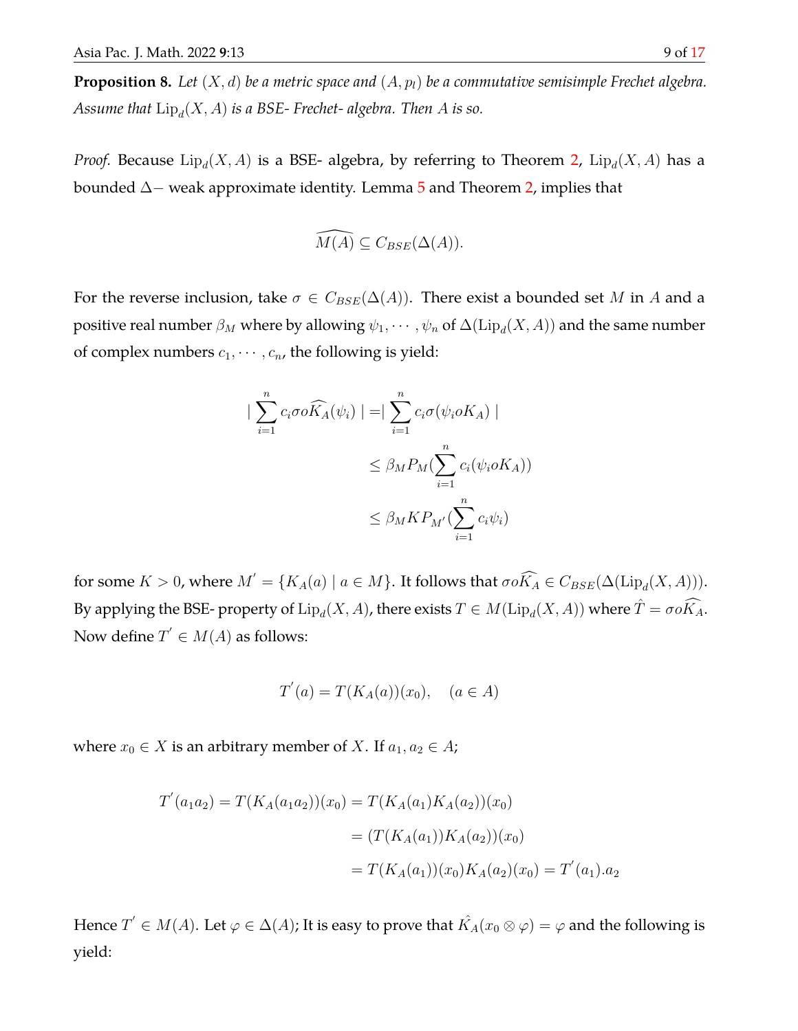**Proposition 8.** *Let $(X, d)$ be a metric space and $(A, p_l)$ be a commutative semisimple Frechet algebra. Assume that $\mathrm{Lip}_d(X, A)$ is a BSE- Frechet- algebra. Then $A$ is so.*

*Proof.* Because $\mathrm{Lip}_d(X, A)$ is a BSE- algebra, by referring to Theorem 2, $\mathrm{Lip}_d(X, A)$ has a bounded $\Delta-$ weak approximate identity. Lemma 5 and Theorem 2, implies that

$$\widehat{M(A)} \subseteq C_{BSE}(\Delta(A)).$$

For the reverse inclusion, take $\sigma \in C_{BSE}(\Delta(A))$. There exist a bounded set $M$ in $A$ and a positive real number $\beta_M$ where by allowing $\psi_1, \cdots, \psi_n$ of $\Delta(\mathrm{Lip}_d(X, A))$ and the same number of complex numbers $c_1, \cdots, c_n$, the following is yield:

$$\begin{aligned}
\mid \sum_{i=1}^{n} c_i \sigma o \widehat{K_A}(\psi_i) \mid &= \mid \sum_{i=1}^{n} c_i \sigma(\psi_i o K_A) \mid \\
&\leq \beta_M P_M(\sum_{i=1}^{n} c_i(\psi_i o K_A)) \\
&\leq \beta_M K P_{M'}(\sum_{i=1}^{n} c_i \psi_i)
\end{aligned}$$

for some $K > 0$, where $M' = \{K_A(a) \mid a \in M\}$. It follows that $\sigma o \widehat{K_A} \in C_{BSE}(\Delta(\mathrm{Lip}_d(X, A)))$. By applying the BSE- property of $\mathrm{Lip}_d(X, A)$, there exists $T \in M(\mathrm{Lip}_d(X, A))$ where $\hat{T} = \sigma o \widehat{K_A}$. Now define $T' \in M(A)$ as follows:

$$T'(a) = T(K_A(a))(x_0), \quad (a \in A)$$

where $x_0 \in X$ is an arbitrary member of $X$. If $a_1, a_2 \in A$;

$$\begin{aligned}
T'(a_1 a_2) = T(K_A(a_1 a_2))(x_0) &= T(K_A(a_1)K_A(a_2))(x_0) \\
&= (T(K_A(a_1))K_A(a_2))(x_0) \\
&= T(K_A(a_1))(x_0)K_A(a_2)(x_0) = T'(a_1).a_2
\end{aligned}$$

Hence $T' \in M(A)$. Let $\varphi \in \Delta(A)$; It is easy to prove that $\hat{K_A}(x_0 \otimes \varphi) = \varphi$ and the following is yield: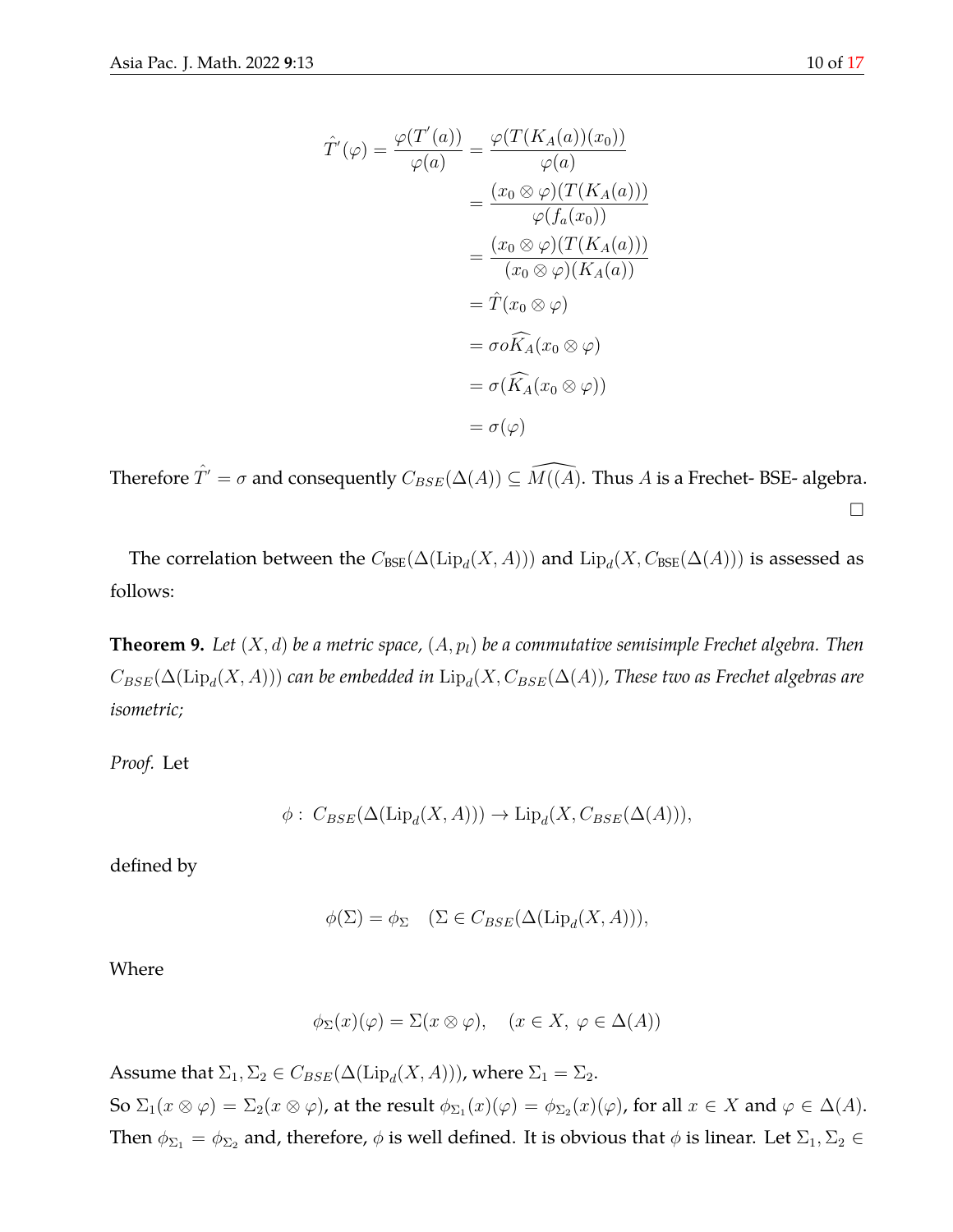$$
\begin{aligned}
\hat{T}'(\varphi) = \frac{\varphi(T'(a))}{\varphi(a)} &= \frac{\varphi(T(K_A(a))(x_0))}{\varphi(a)} \\
&= \frac{(x_0 \otimes \varphi)(T(K_A(a)))}{\varphi(f_a(x_0))} \\
&= \frac{(x_0 \otimes \varphi)(T(K_A(a)))}{(x_0 \otimes \varphi)(K_A(a))} \\
&= \hat{T}(x_0 \otimes \varphi) \\
&= \sigma o \widehat{K_A}(x_0 \otimes \varphi) \\
&= \sigma(\widehat{K_A}(x_0 \otimes \varphi)) \\
&= \sigma(\varphi)
\end{aligned}
$$

Therefore $\hat{T}' = \sigma$ and consequently $C_{BSE}(\Delta(A)) \subseteq \widehat{M((A)}$. Thus $A$ is a Frechet- BSE- algebra. □

The correlation between the $C_{\text{BSE}}(\Delta(\text{Lip}_d(X, A)))$ and $\text{Lip}_d(X, C_{\text{BSE}}(\Delta(A)))$ is assessed as follows:

**Theorem 9.** *Let $(X, d)$ be a metric space, $(A, p_l)$ be a commutative semisimple Frechet algebra. Then $C_{BSE}(\Delta(\text{Lip}_d(X, A)))$ can be embedded in $\text{Lip}_d(X, C_{BSE}(\Delta(A))$, These two as Frechet algebras are isometric;*

*Proof.* Let

$$
\phi : \ C_{BSE}(\Delta(\text{Lip}_d(X, A))) \to \text{Lip}_d(X, C_{BSE}(\Delta(A))),
$$

defined by

$$
\phi(\Sigma) = \phi_\Sigma \quad (\Sigma \in C_{BSE}(\Delta(\text{Lip}_d(X, A))),
$$

Where

$$
\phi_\Sigma(x)(\varphi) = \Sigma(x \otimes \varphi), \quad (x \in X, \ \varphi \in \Delta(A))
$$

Assume that $\Sigma_1, \Sigma_2 \in C_{BSE}(\Delta(\text{Lip}_d(X, A)))$, where $\Sigma_1 = \Sigma_2$.
So $\Sigma_1(x \otimes \varphi) = \Sigma_2(x \otimes \varphi)$, at the result $\phi_{\Sigma_1}(x)(\varphi) = \phi_{\Sigma_2}(x)(\varphi)$, for all $x \in X$ and $\varphi \in \Delta(A)$.
Then $\phi_{\Sigma_1} = \phi_{\Sigma_2}$ and, therefore, $\phi$ is well defined. It is obvious that $\phi$ is linear. Let $\Sigma_1, \Sigma_2 \in$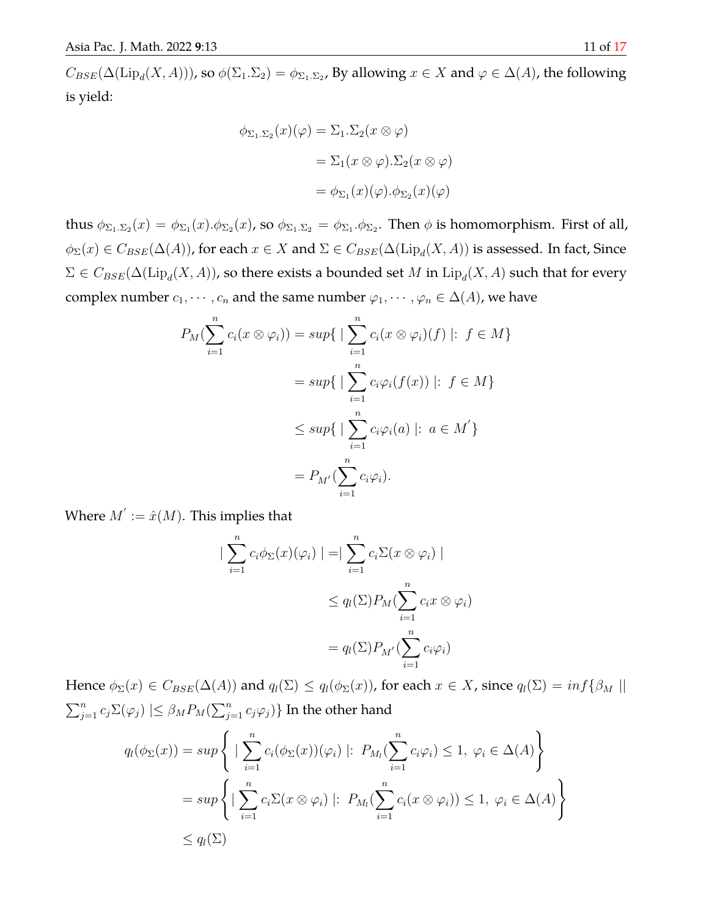$C_{BSE}(\Delta(\mathrm{Lip}_d(X,A)))$, so $\phi(\Sigma_1.\Sigma_2) = \phi_{\Sigma_1.\Sigma_2}$, By allowing $x \in X$ and $\varphi \in \Delta(A)$, the following is yield:

$$\begin{aligned}
\phi_{\Sigma_1.\Sigma_2}(x)(\varphi) &= \Sigma_1.\Sigma_2(x \otimes \varphi) \\
&= \Sigma_1(x \otimes \varphi).\Sigma_2(x \otimes \varphi) \\
&= \phi_{\Sigma_1}(x)(\varphi).\phi_{\Sigma_2}(x)(\varphi)
\end{aligned}$$

thus $\phi_{\Sigma_1.\Sigma_2}(x) = \phi_{\Sigma_1}(x).\phi_{\Sigma_2}(x)$, so $\phi_{\Sigma_1.\Sigma_2} = \phi_{\Sigma_1}.\phi_{\Sigma_2}$. Then $\phi$ is homomorphism. First of all, $\phi_\Sigma(x) \in C_{BSE}(\Delta(A))$, for each $x \in X$ and $\Sigma \in C_{BSE}(\Delta(\mathrm{Lip}_d(X,A))$ is assessed. In fact, Since $\Sigma \in C_{BSE}(\Delta(\mathrm{Lip}_d(X,A))$, so there exists a bounded set $M$ in $\mathrm{Lip}_d(X,A)$ such that for every complex number $c_1, \cdots, c_n$ and the same number $\varphi_1, \cdots, \varphi_n \in \Delta(A)$, we have

$$\begin{aligned}
P_M(\sum_{i=1}^{n} c_i(x \otimes \varphi_i)) &= sup\{ \mid \sum_{i=1}^{n} c_i(x \otimes \varphi_i)(f) \mid : \ f \in M\} \\
&= sup\{ \mid \sum_{i=1}^{n} c_i\varphi_i(f(x)) \mid : \ f \in M\} \\
&\leq sup\{ \mid \sum_{i=1}^{n} c_i\varphi_i(a) \mid : \ a \in M^{'}\} \\
&= P_{M'}(\sum_{i=1}^{n} c_i\varphi_i).
\end{aligned}$$

Where $M^{'} := \hat{x}(M)$. This implies that

$$\begin{aligned}
\mid \sum_{i=1}^{n} c_i\phi_\Sigma(x)(\varphi_i) \mid &= \mid \sum_{i=1}^{n} c_i\Sigma(x \otimes \varphi_i) \mid \\
&\leq q_l(\Sigma)P_M(\sum_{i=1}^{n} c_i x \otimes \varphi_i) \\
&= q_l(\Sigma)P_{M'}(\sum_{i=1}^{n} c_i\varphi_i)
\end{aligned}$$

Hence $\phi_\Sigma(x) \in C_{BSE}(\Delta(A))$ and $q_l(\Sigma) \leq q_l(\phi_\Sigma(x))$, for each $x \in X$, since $q_l(\Sigma) = inf\{\beta_M \mid\mid \sum_{j=1}^{n} c_j\Sigma(\varphi_j) \mid \leq \beta_M P_M(\sum_{j=1}^{n} c_j\varphi_j)\}$ In the other hand

$$\begin{aligned}
q_l(\phi_\Sigma(x)) &= sup\left\{ \mid \sum_{i=1}^{n} c_i(\phi_\Sigma(x))(\varphi_i) \mid : \ P_{M_l}(\sum_{i=1}^{n} c_i\varphi_i) \leq 1, \ \varphi_i \in \Delta(A) \right\} \\
&= sup\left\{ \mid \sum_{i=1}^{n} c_i\Sigma(x \otimes \varphi_i) \mid : \ P_{M_l}(\sum_{i=1}^{n} c_i(x \otimes \varphi_i)) \leq 1, \ \varphi_i \in \Delta(A) \right\} \\
&\leq q_l(\Sigma)
\end{aligned}$$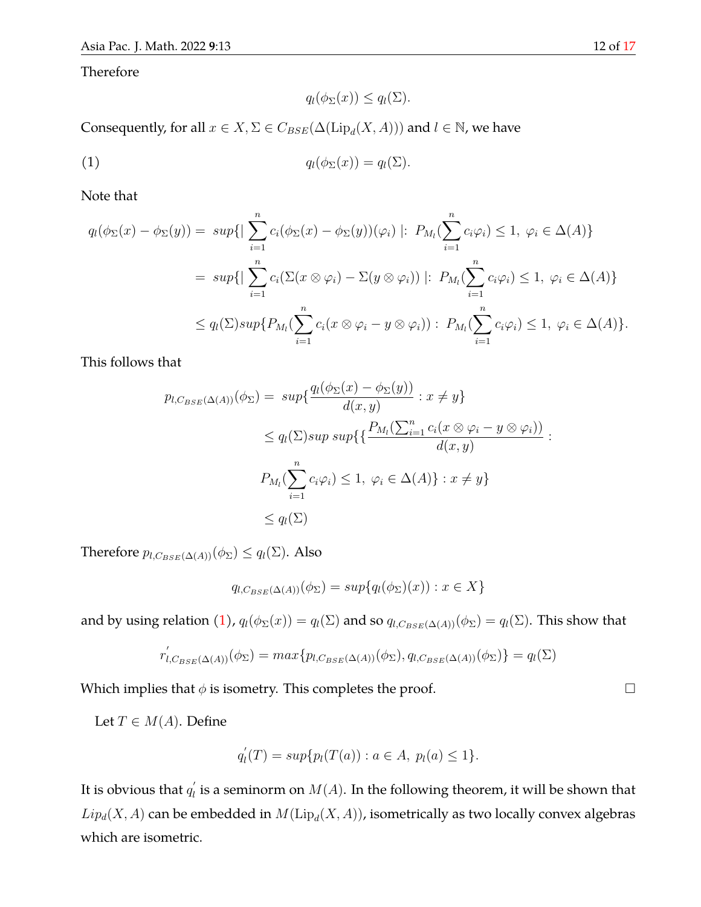Therefore

$$q_l(\phi_\Sigma(x)) \leq q_l(\Sigma).$$

Consequently, for all $x \in X, \Sigma \in C_{BSE}(\Delta(\mathrm{Lip}_d(X,A)))$ and $l \in \mathbb{N}$, we have

$$q_l(\phi_\Sigma(x)) = q_l(\Sigma). \tag{1}$$

Note that

$$\begin{aligned}
q_l(\phi_\Sigma(x) - \phi_\Sigma(y)) =& \ sup\{|\sum_{i=1}^{n} c_i(\phi_\Sigma(x) - \phi_\Sigma(y))(\varphi_i)\ |: \ P_{M_l}(\sum_{i=1}^{n} c_i\varphi_i) \leq 1, \ \varphi_i \in \Delta(A)\} \\
=& \ sup\{|\sum_{i=1}^{n} c_i(\Sigma(x \otimes \varphi_i) - \Sigma(y \otimes \varphi_i))\ |: \ P_{M_l}(\sum_{i=1}^{n} c_i\varphi_i) \leq 1, \ \varphi_i \in \Delta(A)\} \\
\leq& \ q_l(\Sigma) sup\{P_{M_l}(\sum_{i=1}^{n} c_i(x \otimes \varphi_i - y \otimes \varphi_i)) : \ P_{M_l}(\sum_{i=1}^{n} c_i\varphi_i) \leq 1, \ \varphi_i \in \Delta(A)\}.
\end{aligned}$$

This follows that

$$\begin{aligned}
p_{l,C_{BSE}(\Delta(A))}(\phi_\Sigma) =& \ sup\{\frac{q_l(\phi_\Sigma(x) - \phi_\Sigma(y))}{d(x,y)} : x \neq y\} \\
\leq& \ q_l(\Sigma) sup \ sup\{\{\frac{P_{M_l}(\sum_{i=1}^{n} c_i(x \otimes \varphi_i - y \otimes \varphi_i))}{d(x,y)} : \\
& P_{M_l}(\sum_{i=1}^{n} c_i\varphi_i) \leq 1, \ \varphi_i \in \Delta(A)\} : x \neq y\} \\
\leq& \ q_l(\Sigma)
\end{aligned}$$

Therefore $p_{l,C_{BSE}(\Delta(A))}(\phi_\Sigma) \leq q_l(\Sigma)$. Also

$$q_{l,C_{BSE}(\Delta(A))}(\phi_\Sigma) = sup\{q_l(\phi_\Sigma)(x)) : x \in X\}$$

and by using relation (1), $q_l(\phi_\Sigma(x)) = q_l(\Sigma)$ and so $q_{l,C_{BSE}(\Delta(A))}(\phi_\Sigma) = q_l(\Sigma)$. This show that

$$r'_{l,C_{BSE}(\Delta(A))}(\phi_\Sigma) = max\{p_{l,C_{BSE}(\Delta(A))}(\phi_\Sigma), q_{l,C_{BSE}(\Delta(A))}(\phi_\Sigma)\} = q_l(\Sigma)$$

Which implies that $\phi$ is isometry. This completes the proof. □

Let $T \in M(A)$. Define

$$q'_l(T) = sup\{p_l(T(a)) : a \in A, \ p_l(a) \leq 1\}.$$

It is obvious that $q'_l$ is a seminorm on $M(A)$. In the following theorem, it will be shown that $Lip_d(X,A)$ can be embedded in $M(\mathrm{Lip}_d(X,A))$, isometrically as two locally convex algebras which are isometric.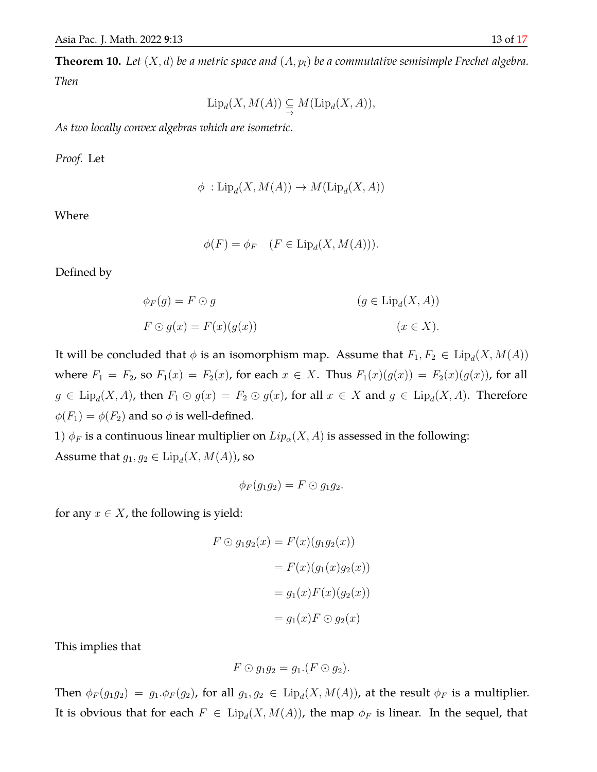**Theorem 10.** *Let $(X, d)$ be a metric space and $(A, p_l)$ be a commutative semisimple Frechet algebra. Then*

$$\mathrm{Lip}_d(X, M(A)) \underset{\rightarrow}{\subseteq} M(\mathrm{Lip}_d(X, A)),$$

*As two locally convex algebras which are isometric.*

*Proof.* Let

$$\phi \;: \mathrm{Lip}_d(X, M(A)) \to M(\mathrm{Lip}_d(X, A))$$

Where

$$\phi(F) = \phi_F \quad (F \in \mathrm{Lip}_d(X, M(A))).$$

Defined by

$$\phi_F(g) = F \odot g \qquad\qquad (g \in \mathrm{Lip}_d(X, A))$$

$$F \odot g(x) = F(x)(g(x)) \qquad\qquad (x \in X).$$

It will be concluded that $\phi$ is an isomorphism map. Assume that $F_1, F_2 \in \mathrm{Lip}_d(X, M(A))$ where $F_1 = F_2$, so $F_1(x) = F_2(x)$, for each $x \in X$. Thus $F_1(x)(g(x)) = F_2(x)(g(x))$, for all $g \in \mathrm{Lip}_d(X, A)$, then $F_1 \odot g(x) = F_2 \odot g(x)$, for all $x \in X$ and $g \in \mathrm{Lip}_d(X, A)$. Therefore $\phi(F_1) = \phi(F_2)$ and so $\phi$ is well-defined.

1) $\phi_F$ is a continuous linear multiplier on $Lip_\alpha(X, A)$ is assessed in the following:

Assume that $g_1, g_2 \in \mathrm{Lip}_d(X, M(A))$, so

$$\phi_F(g_1 g_2) = F \odot g_1 g_2.$$

for any $x \in X$, the following is yield:

$$\begin{aligned} F \odot g_1 g_2(x) &= F(x)(g_1 g_2(x)) \\ &= F(x)(g_1(x) g_2(x)) \\ &= g_1(x) F(x)(g_2(x)) \\ &= g_1(x) F \odot g_2(x) \end{aligned}$$

This implies that

$$F \odot g_1 g_2 = g_1.(F \odot g_2).$$

Then $\phi_F(g_1 g_2) = g_1.\phi_F(g_2)$, for all $g_1, g_2 \in \mathrm{Lip}_d(X, M(A))$, at the result $\phi_F$ is a multiplier. It is obvious that for each $F \in \mathrm{Lip}_d(X, M(A))$, the map $\phi_F$ is linear. In the sequel, that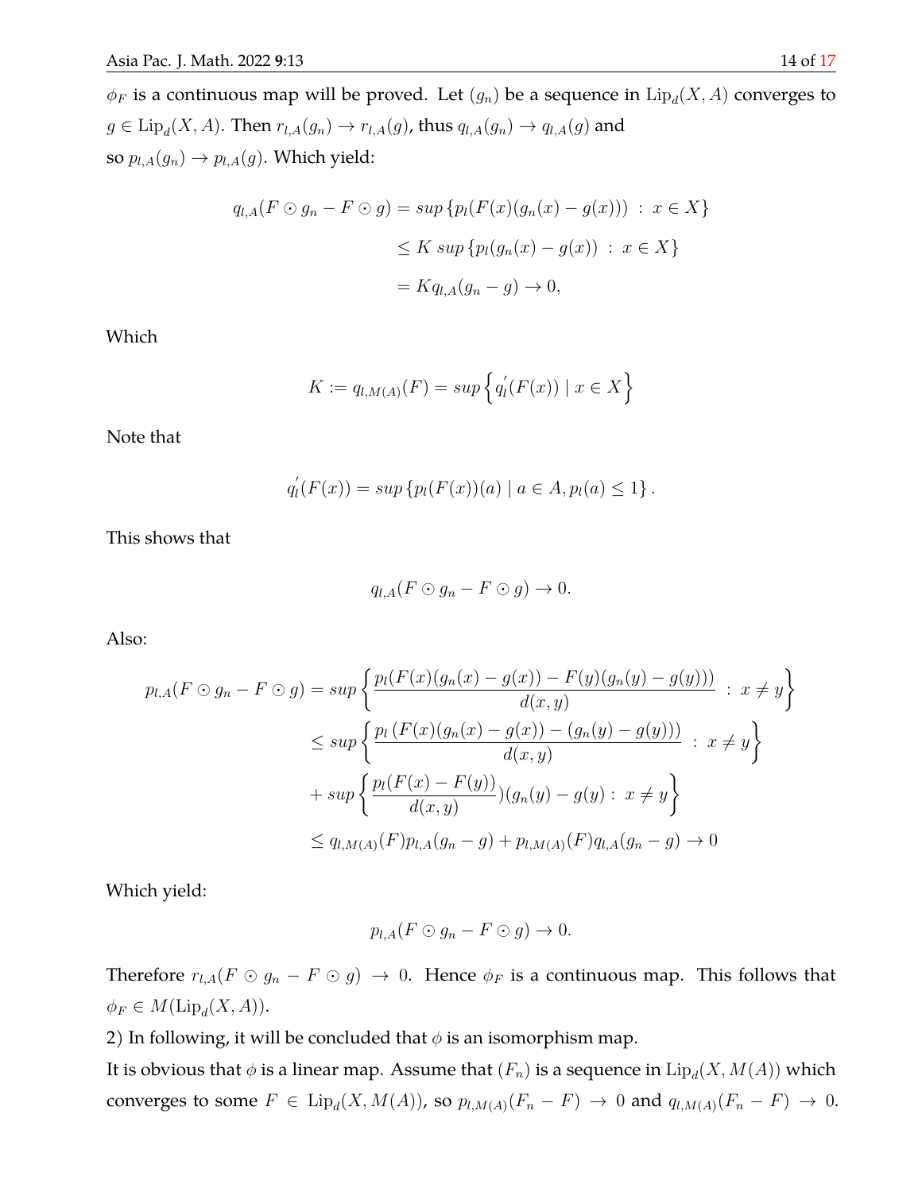$\phi_F$ is a continuous map will be proved. Let $(g_n)$ be a sequence in $\mathrm{Lip}_d(X, A)$ converges to $g \in \mathrm{Lip}_d(X, A)$. Then $r_{l,A}(g_n) \to r_{l,A}(g)$, thus $q_{l,A}(g_n) \to q_{l,A}(g)$ and so $p_{l,A}(g_n) \to p_{l,A}(g)$. Which yield:

$$
\begin{aligned}
q_{l,A}(F \odot g_n - F \odot g) &= sup\left\{p_l(F(x)(g_n(x) - g(x))) \;:\; x \in X\right\} \\
&\leq K \; sup\left\{p_l(g_n(x) - g(x)) \;:\; x \in X\right\} \\
&= K q_{l,A}(g_n - g) \to 0,
\end{aligned}
$$

Which

$$
K := q_{l,M(A)}(F) = sup\left\{q_l^{'}(F(x)) \mid x \in X\right\}
$$

Note that

$$
q_l^{'}(F(x)) = sup\left\{p_l(F(x))(a) \mid a \in A, p_l(a) \leq 1\right\}.
$$

This shows that

$$
q_{l,A}(F \odot g_n - F \odot g) \to 0.
$$

Also:

$$
\begin{aligned}
p_{l,A}(F \odot g_n - F \odot g) &= sup\left\{\frac{p_l(F(x)(g_n(x) - g(x)) - F(y)(g_n(y) - g(y)))}{d(x,y)} \;:\; x \neq y\right\} \\
&\leq sup\left\{\frac{p_l\left(F(x)(g_n(x) - g(x)) - (g_n(y) - g(y))\right)}{d(x,y)} \;:\; x \neq y\right\} \\
&+ sup\left\{\frac{p_l(F(x) - F(y))}{d(x,y)})(g_n(y) - g(y) \;:\; x \neq y\right\} \\
&\leq q_{l,M(A)}(F) p_{l,A}(g_n - g) + p_{l,M(A)}(F) q_{l,A}(g_n - g) \to 0
\end{aligned}
$$

Which yield:

$$
p_{l,A}(F \odot g_n - F \odot g) \to 0.
$$

Therefore $r_{l,A}(F \odot g_n - F \odot g) \to 0$. Hence $\phi_F$ is a continuous map. This follows that $\phi_F \in M(\mathrm{Lip}_d(X, A))$.

2) In following, it will be concluded that $\phi$ is an isomorphism map.

It is obvious that $\phi$ is a linear map. Assume that $(F_n)$ is a sequence in $\mathrm{Lip}_d(X, M(A))$ which converges to some $F \in \mathrm{Lip}_d(X, M(A))$, so $p_{l,M(A)}(F_n - F) \to 0$ and $q_{l,M(A)}(F_n - F) \to 0$.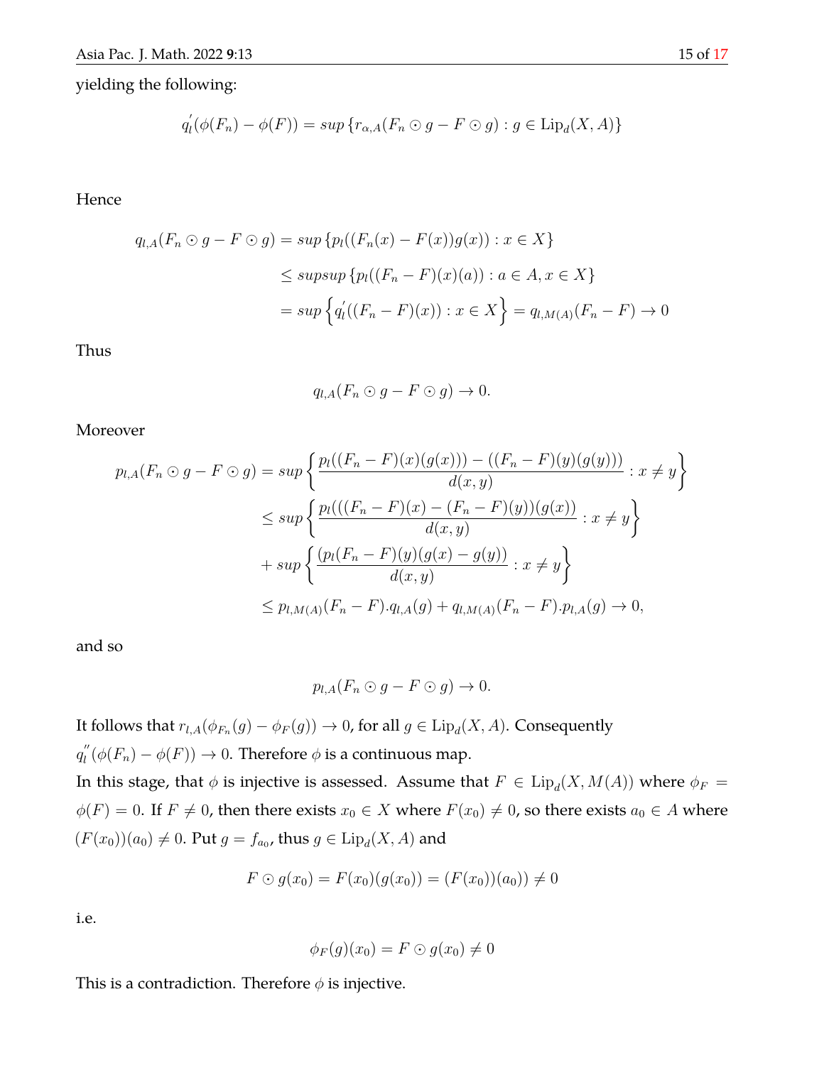yielding the following:

$$q_l^{'}(\phi(F_n) - \phi(F)) = sup\left\{r_{\alpha,A}(F_n \odot g - F \odot g) : g \in \mathrm{Lip}_d(X, A)\right\}$$

Hence

$$\begin{aligned}
q_{l,A}(F_n \odot g - F \odot g) &= sup\left\{p_l((F_n(x) - F(x))g(x)) : x \in X\right\} \\
&\leq supsup\left\{p_l((F_n - F)(x)(a)) : a \in A, x \in X\right\} \\
&= sup\left\{q_l^{'}((F_n - F)(x)) : x \in X\right\} = q_{l,M(A)}(F_n - F) \to 0
\end{aligned}$$

Thus

$$q_{l,A}(F_n \odot g - F \odot g) \to 0.$$

Moreover

$$\begin{aligned}
p_{l,A}(F_n \odot g - F \odot g) &= sup\left\{\frac{p_l((F_n - F)(x)(g(x))) - ((F_n - F)(y)(g(y)))}{d(x,y)} : x \neq y\right\} \\
&\leq sup\left\{\frac{p_l(((F_n - F)(x) - (F_n - F)(y))(g(x))}{d(x,y)} : x \neq y\right\} \\
&+ sup\left\{\frac{(p_l(F_n - F)(y)(g(x) - g(y))}{d(x,y)} : x \neq y\right\} \\
&\leq p_{l,M(A)}(F_n - F).q_{l,A}(g) + q_{l,M(A)}(F_n - F).p_{l,A}(g) \to 0,
\end{aligned}$$

and so

$$p_{l,A}(F_n \odot g - F \odot g) \to 0.$$

It follows that $r_{l,A}(\phi_{F_n}(g) - \phi_F(g)) \to 0$, for all $g \in \mathrm{Lip}_d(X, A)$. Consequently $q_l^{''}(\phi(F_n) - \phi(F)) \to 0$. Therefore $\phi$ is a continuous map.

In this stage, that $\phi$ is injective is assessed. Assume that $F \in \mathrm{Lip}_d(X, M(A))$ where $\phi_F = \phi(F) = 0$. If $F \neq 0$, then there exists $x_0 \in X$ where $F(x_0) \neq 0$, so there exists $a_0 \in A$ where $(F(x_0))(a_0) \neq 0$. Put $g = f_{a_0}$, thus $g \in \mathrm{Lip}_d(X, A)$ and

$$F \odot g(x_0) = F(x_0)(g(x_0)) = (F(x_0))(a_0)) \neq 0$$

i.e.

$$\phi_F(g)(x_0) = F \odot g(x_0) \neq 0$$

This is a contradiction. Therefore $\phi$ is injective.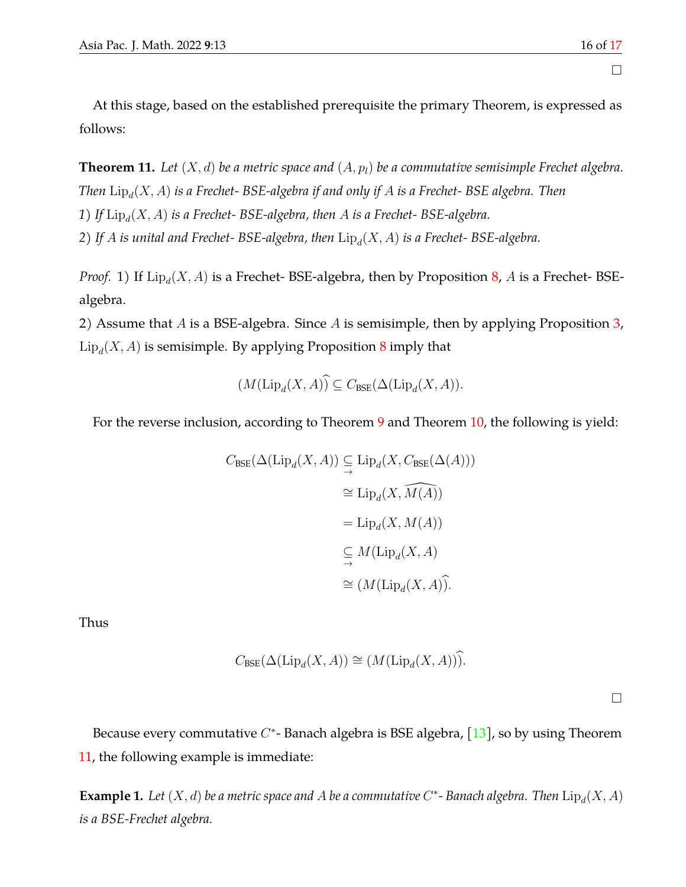□

At this stage, based on the established prerequisite the primary Theorem, is expressed as follows:

**Theorem 11.** *Let $(X, d)$ be a metric space and $(A, p_l)$ be a commutative semisimple Frechet algebra. Then $\mathrm{Lip}_d(X, A)$ is a Frechet- BSE-algebra if and only if $A$ is a Frechet- BSE algebra. Then*
*1) If $\mathrm{Lip}_d(X, A)$ is a Frechet- BSE-algebra, then $A$ is a Frechet- BSE-algebra.*
*2) If $A$ is unital and Frechet- BSE-algebra, then $\mathrm{Lip}_d(X, A)$ is a Frechet- BSE-algebra.*

*Proof.* 1) If $\mathrm{Lip}_d(X, A)$ is a Frechet- BSE-algebra, then by Proposition 8, $A$ is a Frechet- BSE-algebra.
2) Assume that $A$ is a BSE-algebra. Since $A$ is semisimple, then by applying Proposition 3, $\mathrm{Lip}_d(X, A)$ is semisimple. By applying Proposition 8 imply that

$$(M(\mathrm{Lip}_d(X, A)\widehat{)} \subseteq C_{\mathrm{BSE}}(\Delta(\mathrm{Lip}_d(X, A)).$$

For the reverse inclusion, according to Theorem 9 and Theorem 10, the following is yield:

$$\begin{aligned}
C_{\mathrm{BSE}}(\Delta(\mathrm{Lip}_d(X, A)) &\underset{\rightarrow}{\subseteq} \mathrm{Lip}_d(X, C_{\mathrm{BSE}}(\Delta(A))) \\
&\cong \mathrm{Lip}_d(X, \widehat{M(A)}) \\
&= \mathrm{Lip}_d(X, M(A)) \\
&\underset{\rightarrow}{\subseteq} M(\mathrm{Lip}_d(X, A) \\
&\cong (M(\mathrm{Lip}_d(X, A)\widehat{)}.
\end{aligned}$$

Thus

$$C_{\mathrm{BSE}}(\Delta(\mathrm{Lip}_d(X, A)) \cong (M(\mathrm{Lip}_d(X, A))\widehat{)}.$$

□

Because every commutative $C^*$- Banach algebra is BSE algebra, [13], so by using Theorem 11, the following example is immediate:

**Example 1.** *Let $(X, d)$ be a metric space and $A$ be a commutative $C^*$- Banach algebra. Then $\mathrm{Lip}_d(X, A)$ is a BSE-Frechet algebra.*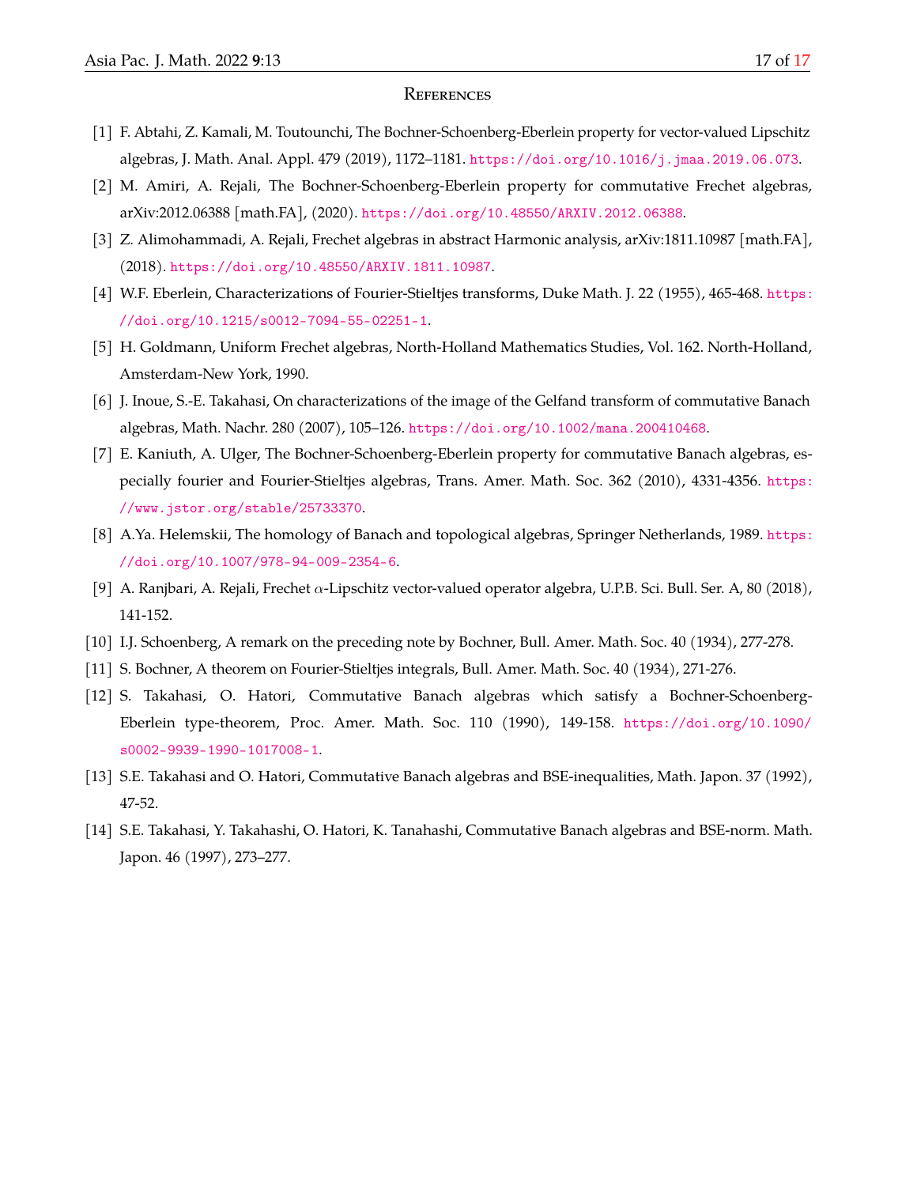## References

[1] F. Abtahi, Z. Kamali, M. Toutounchi, The Bochner-Schoenberg-Eberlein property for vector-valued Lipschitz algebras, J. Math. Anal. Appl. 479 (2019), 1172–1181. https://doi.org/10.1016/j.jmaa.2019.06.073.

[2] M. Amiri, A. Rejali, The Bochner-Schoenberg-Eberlein property for commutative Frechet algebras, arXiv:2012.06388 [math.FA], (2020). https://doi.org/10.48550/ARXIV.2012.06388.

[3] Z. Alimohammadi, A. Rejali, Frechet algebras in abstract Harmonic analysis, arXiv:1811.10987 [math.FA], (2018). https://doi.org/10.48550/ARXIV.1811.10987.

[4] W.F. Eberlein, Characterizations of Fourier-Stieltjes transforms, Duke Math. J. 22 (1955), 465-468. https://doi.org/10.1215/s0012-7094-55-02251-1.

[5] H. Goldmann, Uniform Frechet algebras, North-Holland Mathematics Studies, Vol. 162. North-Holland, Amsterdam-New York, 1990.

[6] J. Inoue, S.-E. Takahasi, On characterizations of the image of the Gelfand transform of commutative Banach algebras, Math. Nachr. 280 (2007), 105–126. https://doi.org/10.1002/mana.200410468.

[7] E. Kaniuth, A. Ulger, The Bochner-Schoenberg-Eberlein property for commutative Banach algebras, especially fourier and Fourier-Stieltjes algebras, Trans. Amer. Math. Soc. 362 (2010), 4331-4356. https://www.jstor.org/stable/25733370.

[8] A.Ya. Helemskii, The homology of Banach and topological algebras, Springer Netherlands, 1989. https://doi.org/10.1007/978-94-009-2354-6.

[9] A. Ranjbari, A. Rejali, Frechet $\alpha$-Lipschitz vector-valued operator algebra, U.P.B. Sci. Bull. Ser. A, 80 (2018), 141-152.

[10] I.J. Schoenberg, A remark on the preceding note by Bochner, Bull. Amer. Math. Soc. 40 (1934), 277-278.

[11] S. Bochner, A theorem on Fourier-Stieltjes integrals, Bull. Amer. Math. Soc. 40 (1934), 271-276.

[12] S. Takahasi, O. Hatori, Commutative Banach algebras which satisfy a Bochner-Schoenberg-Eberlein type-theorem, Proc. Amer. Math. Soc. 110 (1990), 149-158. https://doi.org/10.1090/s0002-9939-1990-1017008-1.

[13] S.E. Takahasi and O. Hatori, Commutative Banach algebras and BSE-inequalities, Math. Japon. 37 (1992), 47-52.

[14] S.E. Takahasi, Y. Takahashi, O. Hatori, K. Tanahashi, Commutative Banach algebras and BSE-norm. Math. Japon. 46 (1997), 273–277.